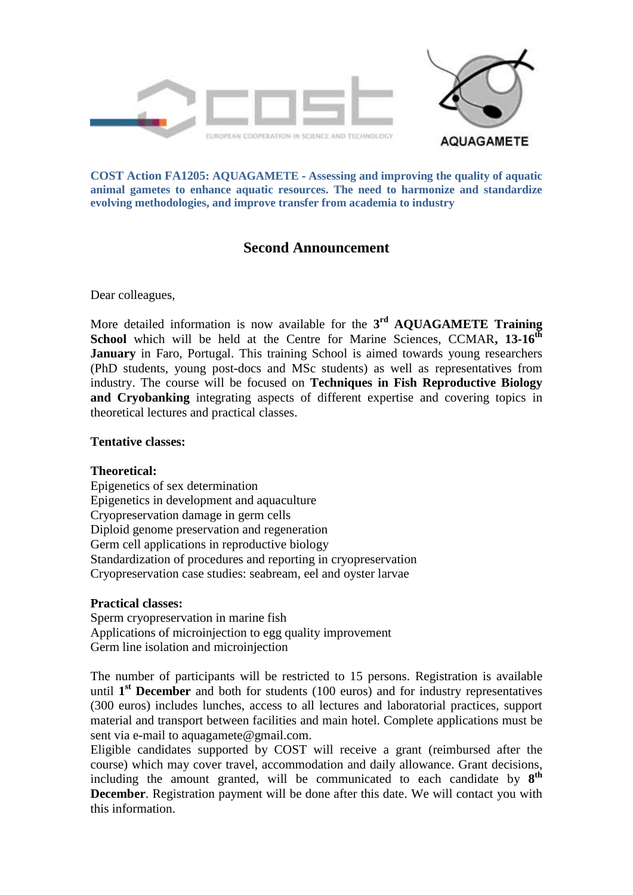**COST Action FA1205: AQUAGAMETE - Assessing and improving the quality of aquatic animal gametes to enhance aquatic resources. The need to harmonize and standardize evolving methodologies, and improve transfer from academia to industry**

## Second Announcement

Dear colleagues,

More detailed information is now available for the 3rd **AQUAGAMETE Training School** which will be held at the Centre for Marine Sciences, CCMAR**, 13-16th January** in Faro, Portugal. This training School is aimed towards young researchers (PhD students, young post-docs and MSc students) as well as representatives from industry. The course will be focused on **Techniques in Fish Reproductive Biology and Cryobanking** integrating aspects of different expertise and covering topics in theoretical lectures and practical classes.

**Tentative classes:**

**Theoretical:**
Epigenetics of sex determination
Epigenetics in development and aquaculture
Cryopreservation damage in germ cells
Diploid genome preservation and regeneration
Germ cell applications in reproductive biology
Standardization of procedures and reporting in cryopreservation
Cryopreservation case studies: seabream, eel and oyster larvae

**Practical classes:**
Sperm cryopreservation in marine fish
Applications of microinjection to egg quality improvement
Germ line isolation and microinjection

The number of participants will be restricted to 15 persons. Registration is available until **1st December** and both for students (100 euros) and for industry representatives (300 euros) includes lunches, access to all lectures and laboratorial practices, support material and transport between facilities and main hotel. Complete applications must be sent via e-mail to aquagamete@gmail.com.
Eligible candidates supported by COST will receive a grant (reimbursed after the course) which may cover travel, accommodation and daily allowance. Grant decisions, including the amount granted, will be communicated to each candidate by **8th December**. Registration payment will be done after this date. We will contact you with this information.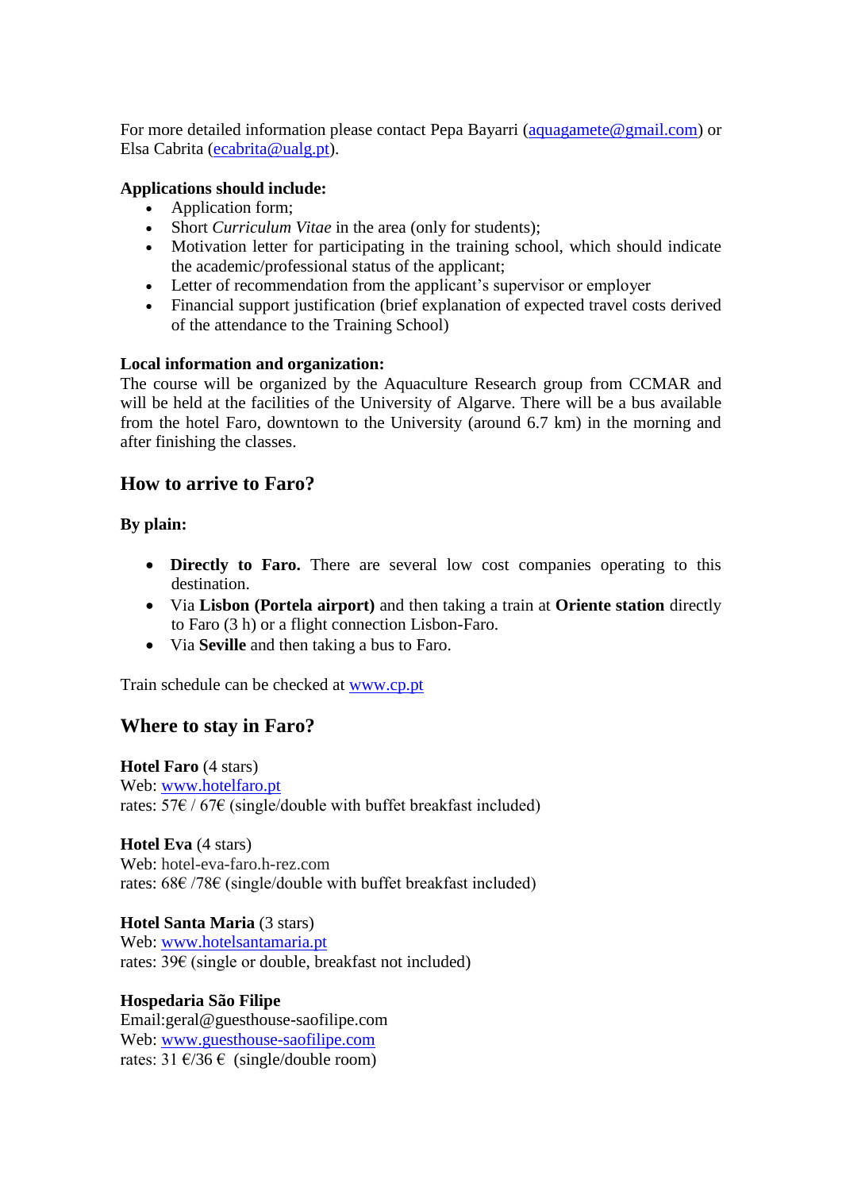For more detailed information please contact Pepa Bayarri (aquagamete@gmail.com) or Elsa Cabrita (ecabrita@ualg.pt).

**Applications should include:**

- Application form;
- Short *Curriculum Vitae* in the area (only for students);
- Motivation letter for participating in the training school, which should indicate the academic/professional status of the applicant;
- Letter of recommendation from the applicant's supervisor or employer
- Financial support justification (brief explanation of expected travel costs derived of the attendance to the Training School)

**Local information and organization:**

The course will be organized by the Aquaculture Research group from CCMAR and will be held at the facilities of the University of Algarve. There will be a bus available from the hotel Faro, downtown to the University (around 6.7 km) in the morning and after finishing the classes.

## How to arrive to Faro?

**By plain:**

- **Directly to Faro.** There are several low cost companies operating to this destination.
- Via **Lisbon (Portela airport)** and then taking a train at **Oriente station** directly to Faro (3 h) or a flight connection Lisbon-Faro.
- Via **Seville** and then taking a bus to Faro.

Train schedule can be checked at www.cp.pt

## Where to stay in Faro?

**Hotel Faro** (4 stars)
Web: www.hotelfaro.pt
rates: 57€ / 67€ (single/double with buffet breakfast included)

**Hotel Eva** (4 stars)
Web: hotel-eva-faro.h-rez.com
rates: 68€ /78€ (single/double with buffet breakfast included)

**Hotel Santa Maria** (3 stars)
Web: www.hotelsantamaria.pt
rates: 39€ (single or double, breakfast not included)

**Hospedaria São Filipe**
Email:geral@guesthouse-saofilipe.com
Web: www.guesthouse-saofilipe.com
rates: 31 €/36 € (single/double room)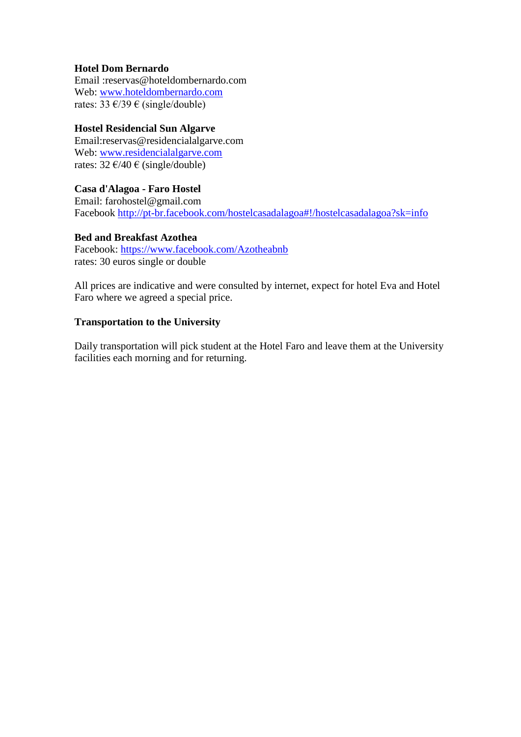**Hotel Dom Bernardo**
Email :reservas@hoteldombernardo.com
Web: www.hoteldombernardo.com
rates: 33 €/39 € (single/double)

**Hostel Residencial Sun Algarve**
Email:reservas@residencialalgarve.com
Web: www.residencialalgarve.com
rates: 32 €/40 € (single/double)

**Casa d'Alagoa - Faro Hostel**
Email: farohostel@gmail.com
Facebook http://pt-br.facebook.com/hostelcasadalagoa#!/hostelcasadalagoa?sk=info

**Bed and Breakfast Azothea**
Facebook: https://www.facebook.com/Azotheabnb
rates: 30 euros single or double

All prices are indicative and were consulted by internet, expect for hotel Eva and Hotel Faro where we agreed a special price.

**Transportation to the University**

Daily transportation will pick student at the Hotel Faro and leave them at the University facilities each morning and for returning.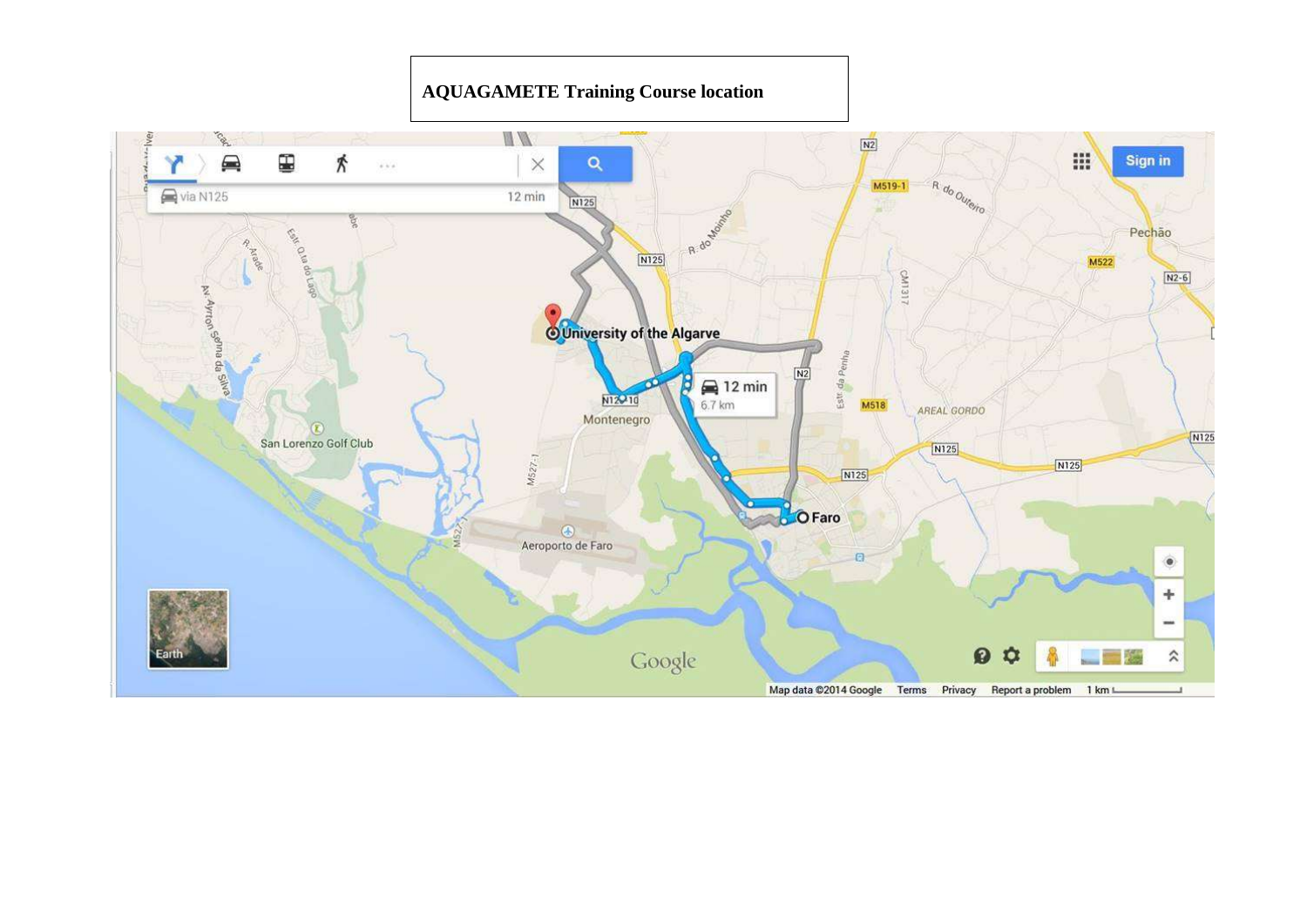**AQUAGAMETE Training Course location**

via N125 12 min

12 min
6.7 km

University of the Algarve

Faro

Montenegro

San Lorenzo Golf Club

Aeroporto de Faro

Pechão

AREAL GORDO

N125
N2
M519-1
M522
N2-6
M518
N125-10
M527-1
M527
CM1317

R. do Outeiro
R. do Moinho
R. Arade
Estr. Q.ta do Lago
Av. Ayrton Senna da Silva
Estr. da Penha

Earth

Google

Sign in

Map data ©2014 Google Terms Privacy Report a problem 1 km